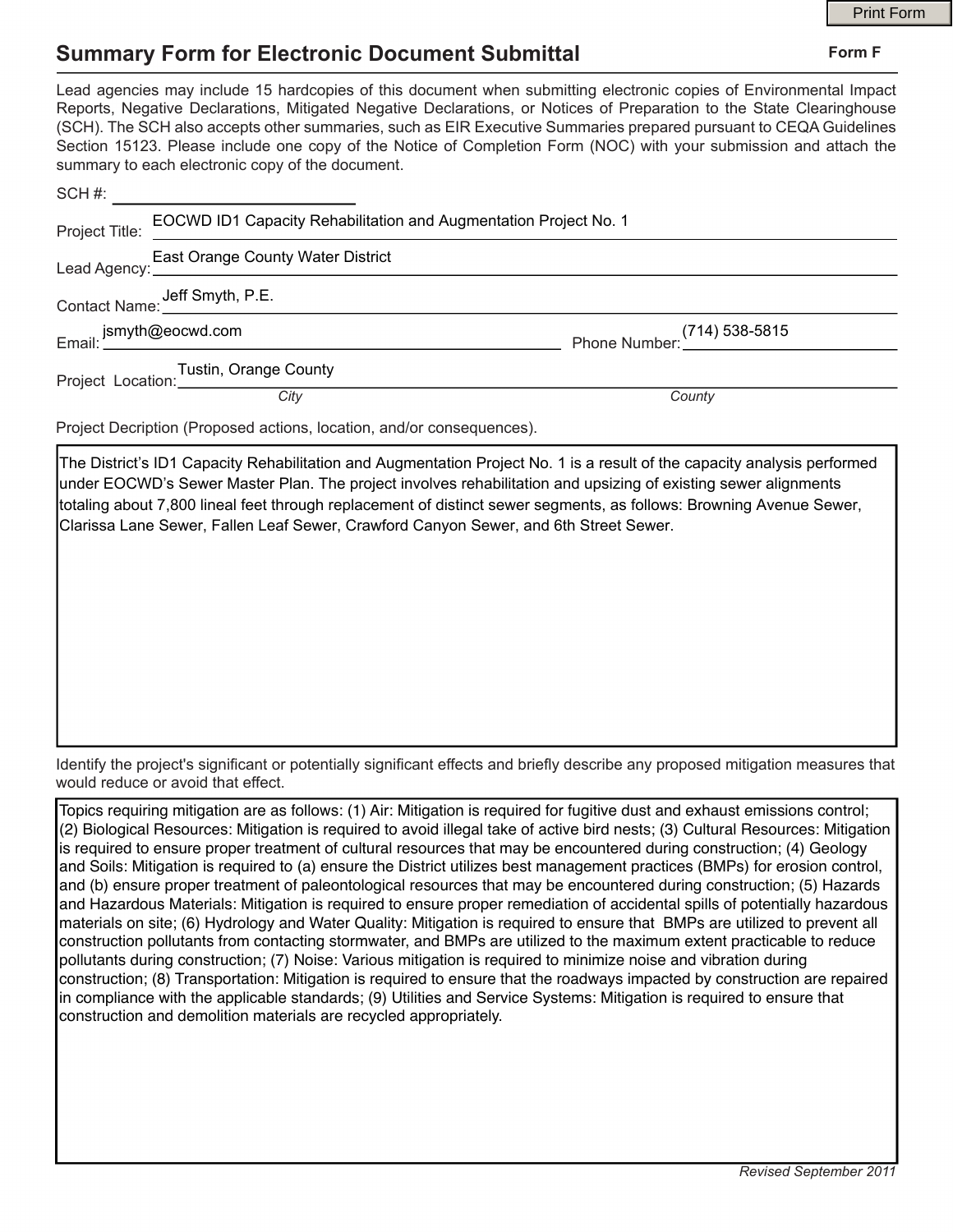# Summary Form for Electronic Document Submittal

**Form F**

Lead agencies may include 15 hardcopies of this document when submitting electronic copies of Environmental Impact Reports, Negative Declarations, Mitigated Negative Declarations, or Notices of Preparation to the State Clearinghouse (SCH). The SCH also accepts other summaries, such as EIR Executive Summaries prepared pursuant to CEQA Guidelines Section 15123. Please include one copy of the Notice of Completion Form (NOC) with your submission and attach the summary to each electronic copy of the document.

SCH #: ____________________

Project Title: EOCWD ID1 Capacity Rehabilitation and Augmentation Project No. 1

Lead Agency: East Orange County Water District

Contact Name: Jeff Smyth, P.E.

Email: jsmyth@eocwd.com

Phone Number: (714) 538-5815

Project Location: Tustin, Orange County

*City* *County*

Project Decription (Proposed actions, location, and/or consequences).

The District's ID1 Capacity Rehabilitation and Augmentation Project No. 1 is a result of the capacity analysis performed under EOCWD's Sewer Master Plan. The project involves rehabilitation and upsizing of existing sewer alignments totaling about 7,800 lineal feet through replacement of distinct sewer segments, as follows: Browning Avenue Sewer, Clarissa Lane Sewer, Fallen Leaf Sewer, Crawford Canyon Sewer, and 6th Street Sewer.

Identify the project's significant or potentially significant effects and briefly describe any proposed mitigation measures that would reduce or avoid that effect.

Topics requiring mitigation are as follows: (1) Air: Mitigation is required for fugitive dust and exhaust emissions control; (2) Biological Resources: Mitigation is required to avoid illegal take of active bird nests; (3) Cultural Resources: Mitigation is required to ensure proper treatment of cultural resources that may be encountered during construction; (4) Geology and Soils: Mitigation is required to (a) ensure the District utilizes best management practices (BMPs) for erosion control, and (b) ensure proper treatment of paleontological resources that may be encountered during construction; (5) Hazards and Hazardous Materials: Mitigation is required to ensure proper remediation of accidental spills of potentially hazardous materials on site; (6) Hydrology and Water Quality: Mitigation is required to ensure that BMPs are utilized to prevent all construction pollutants from contacting stormwater, and BMPs are utilized to the maximum extent practicable to reduce pollutants during construction; (7) Noise: Various mitigation is required to minimize noise and vibration during construction; (8) Transportation: Mitigation is required to ensure that the roadways impacted by construction are repaired in compliance with the applicable standards; (9) Utilities and Service Systems: Mitigation is required to ensure that construction and demolition materials are recycled appropriately.

*Revised September 2011*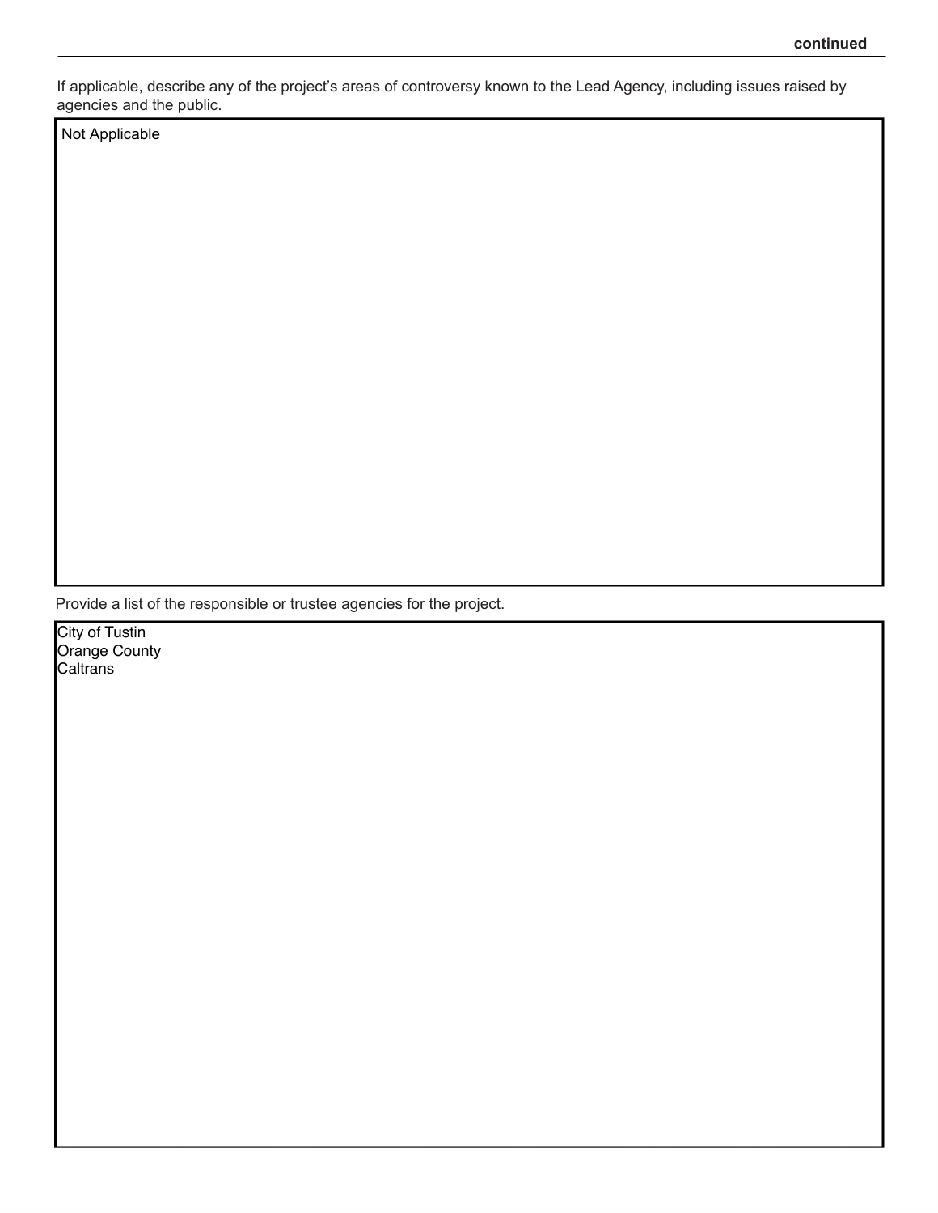continued

If applicable, describe any of the project's areas of controversy known to the Lead Agency, including issues raised by agencies and the public.

Not Applicable

Provide a list of the responsible or trustee agencies for the project.

City of Tustin
Orange County
Caltrans